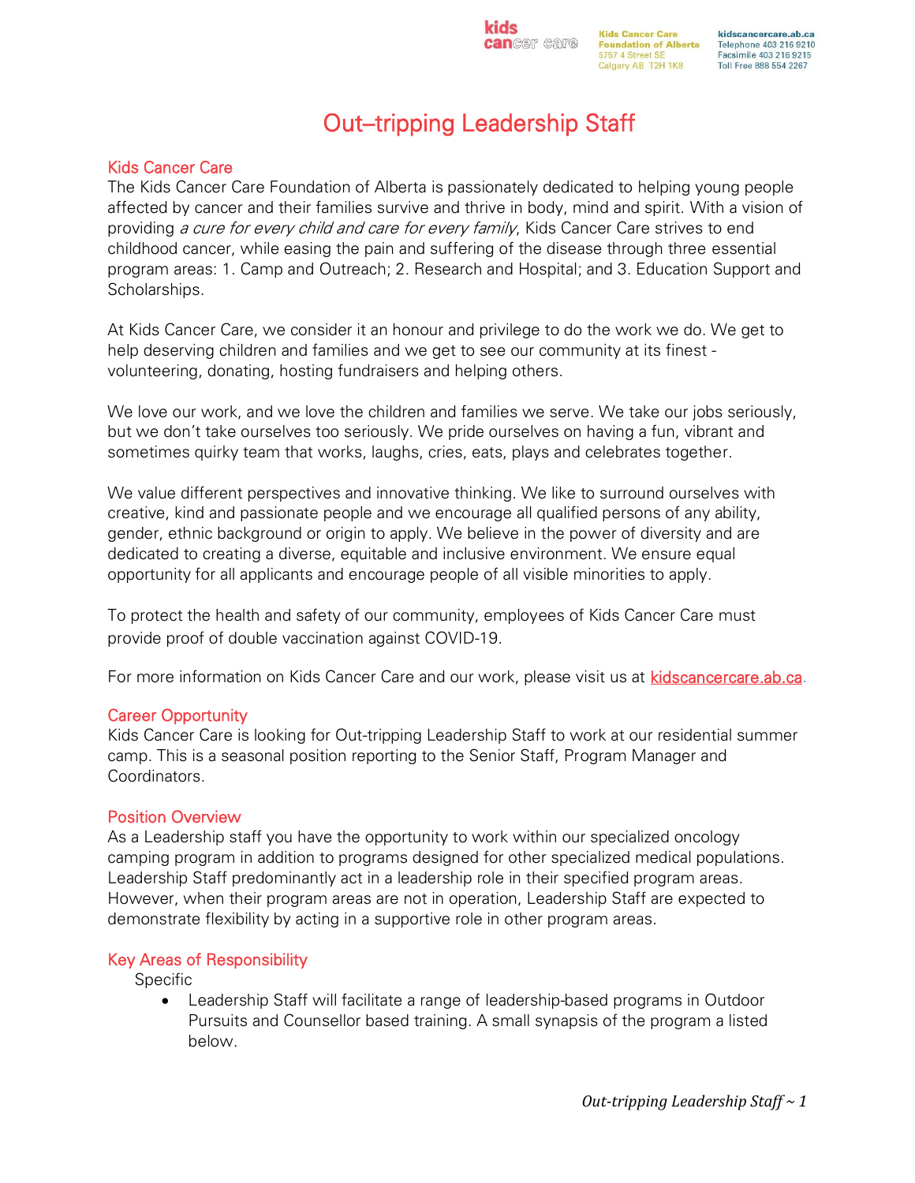kids cancer care

Kids Cancer Care Foundation of Alberta
5757 4 Street SE
Calgary AB T2H 1K8

kidscancercare.ab.ca
Telephone 403 216 9210
Facsimile 403 216 9215
Toll Free 888 554 2267

# Out–tripping Leadership Staff

## Kids Cancer Care

The Kids Cancer Care Foundation of Alberta is passionately dedicated to helping young people affected by cancer and their families survive and thrive in body, mind and spirit. With a vision of providing *a cure for every child and care for every family*, Kids Cancer Care strives to end childhood cancer, while easing the pain and suffering of the disease through three essential program areas: 1. Camp and Outreach; 2. Research and Hospital; and 3. Education Support and Scholarships.

At Kids Cancer Care, we consider it an honour and privilege to do the work we do. We get to help deserving children and families and we get to see our community at its finest - volunteering, donating, hosting fundraisers and helping others.

We love our work, and we love the children and families we serve. We take our jobs seriously, but we don't take ourselves too seriously. We pride ourselves on having a fun, vibrant and sometimes quirky team that works, laughs, cries, eats, plays and celebrates together.

We value different perspectives and innovative thinking. We like to surround ourselves with creative, kind and passionate people and we encourage all qualified persons of any ability, gender, ethnic background or origin to apply. We believe in the power of diversity and are dedicated to creating a diverse, equitable and inclusive environment. We ensure equal opportunity for all applicants and encourage people of all visible minorities to apply.

To protect the health and safety of our community, employees of Kids Cancer Care must provide proof of double vaccination against COVID-19.

For more information on Kids Cancer Care and our work, please visit us at [kidscancercare.ab.ca](kidscancercare.ab.ca).

## Career Opportunity

Kids Cancer Care is looking for Out-tripping Leadership Staff to work at our residential summer camp. This is a seasonal position reporting to the Senior Staff, Program Manager and Coordinators.

## Position Overview

As a Leadership staff you have the opportunity to work within our specialized oncology camping program in addition to programs designed for other specialized medical populations. Leadership Staff predominantly act in a leadership role in their specified program areas. However, when their program areas are not in operation, Leadership Staff are expected to demonstrate flexibility by acting in a supportive role in other program areas.

## Key Areas of Responsibility

Specific

- Leadership Staff will facilitate a range of leadership-based programs in Outdoor Pursuits and Counsellor based training. A small synapsis of the program a listed below.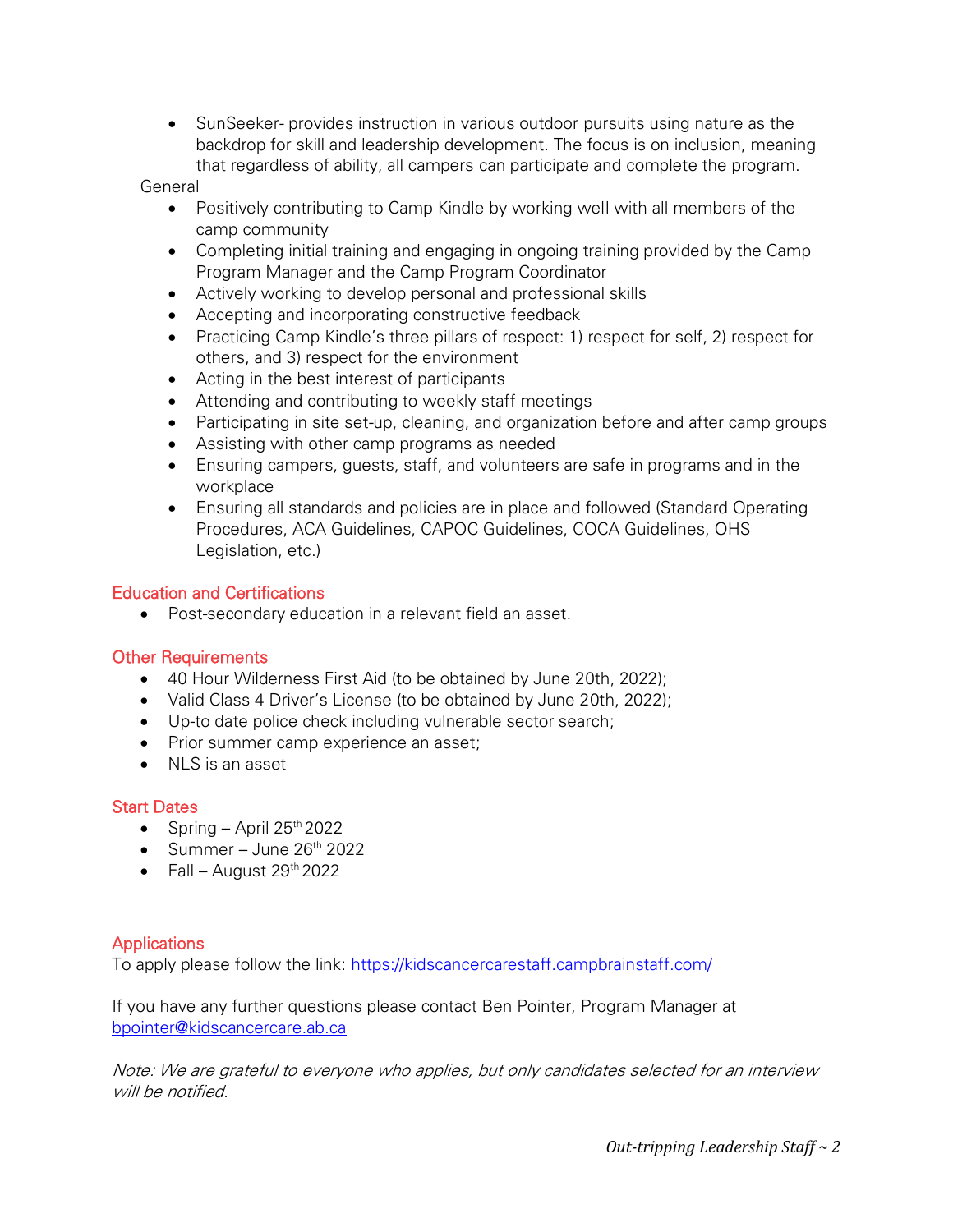- SunSeeker- provides instruction in various outdoor pursuits using nature as the backdrop for skill and leadership development. The focus is on inclusion, meaning that regardless of ability, all campers can participate and complete the program.

General

- Positively contributing to Camp Kindle by working well with all members of the camp community
- Completing initial training and engaging in ongoing training provided by the Camp Program Manager and the Camp Program Coordinator
- Actively working to develop personal and professional skills
- Accepting and incorporating constructive feedback
- Practicing Camp Kindle's three pillars of respect: 1) respect for self, 2) respect for others, and 3) respect for the environment
- Acting in the best interest of participants
- Attending and contributing to weekly staff meetings
- Participating in site set-up, cleaning, and organization before and after camp groups
- Assisting with other camp programs as needed
- Ensuring campers, guests, staff, and volunteers are safe in programs and in the workplace
- Ensuring all standards and policies are in place and followed (Standard Operating Procedures, ACA Guidelines, CAPOC Guidelines, COCA Guidelines, OHS Legislation, etc.)

## Education and Certifications

- Post-secondary education in a relevant field an asset.

## Other Requirements

- 40 Hour Wilderness First Aid (to be obtained by June 20th, 2022);
- Valid Class 4 Driver's License (to be obtained by June 20th, 2022);
- Up-to date police check including vulnerable sector search;
- Prior summer camp experience an asset;
- NLS is an asset

## Start Dates

- Spring – April 25th 2022
- Summer – June 26th 2022
- Fall – August 29th 2022

## Applications

To apply please follow the link: https://kidscancercarestaff.campbrainstaff.com/

If you have any further questions please contact Ben Pointer, Program Manager at bpointer@kidscancercare.ab.ca

*Note: We are grateful to everyone who applies, but only candidates selected for an interview will be notified.*